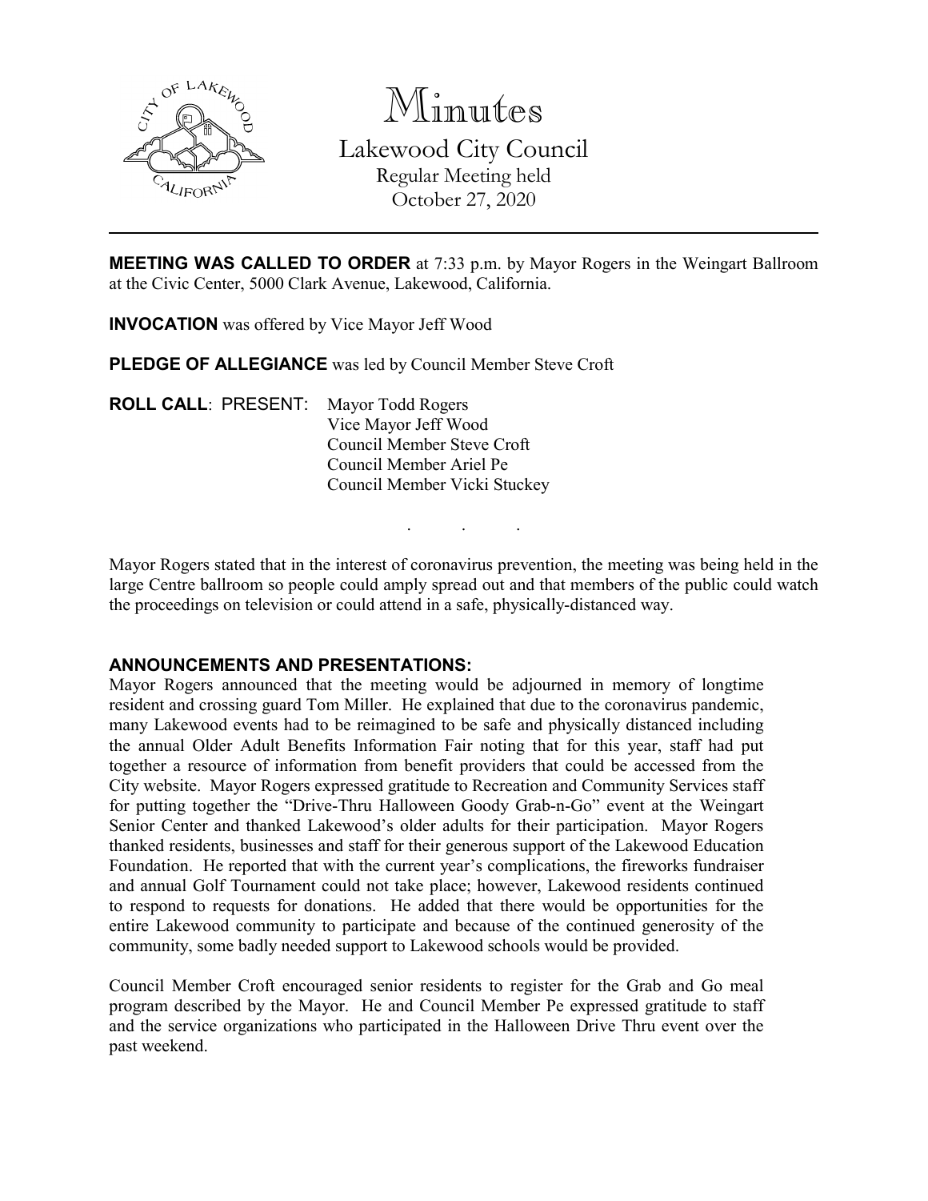# Minutes

## Lakewood City Council

Regular Meeting held
October 27, 2020

---

**MEETING WAS CALLED TO ORDER** at 7:33 p.m. by Mayor Rogers in the Weingart Ballroom at the Civic Center, 5000 Clark Avenue, Lakewood, California.

**INVOCATION** was offered by Vice Mayor Jeff Wood

**PLEDGE OF ALLEGIANCE** was led by Council Member Steve Croft

**ROLL CALL**: PRESENT:
Mayor Todd Rogers
Vice Mayor Jeff Wood
Council Member Steve Croft
Council Member Ariel Pe
Council Member Vicki Stuckey

. . .

Mayor Rogers stated that in the interest of coronavirus prevention, the meeting was being held in the large Centre ballroom so people could amply spread out and that members of the public could watch the proceedings on television or could attend in a safe, physically-distanced way.

**ANNOUNCEMENTS AND PRESENTATIONS:**

Mayor Rogers announced that the meeting would be adjourned in memory of longtime resident and crossing guard Tom Miller. He explained that due to the coronavirus pandemic, many Lakewood events had to be reimagined to be safe and physically distanced including the annual Older Adult Benefits Information Fair noting that for this year, staff had put together a resource of information from benefit providers that could be accessed from the City website. Mayor Rogers expressed gratitude to Recreation and Community Services staff for putting together the "Drive-Thru Halloween Goody Grab-n-Go" event at the Weingart Senior Center and thanked Lakewood's older adults for their participation. Mayor Rogers thanked residents, businesses and staff for their generous support of the Lakewood Education Foundation. He reported that with the current year's complications, the fireworks fundraiser and annual Golf Tournament could not take place; however, Lakewood residents continued to respond to requests for donations. He added that there would be opportunities for the entire Lakewood community to participate and because of the continued generosity of the community, some badly needed support to Lakewood schools would be provided.

Council Member Croft encouraged senior residents to register for the Grab and Go meal program described by the Mayor. He and Council Member Pe expressed gratitude to staff and the service organizations who participated in the Halloween Drive Thru event over the past weekend.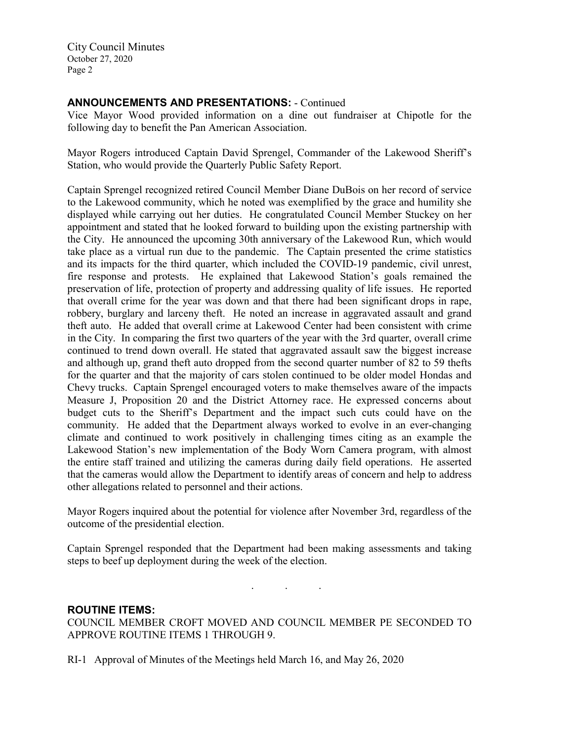## ANNOUNCEMENTS AND PRESENTATIONS: - Continued

Vice Mayor Wood provided information on a dine out fundraiser at Chipotle for the following day to benefit the Pan American Association.

Mayor Rogers introduced Captain David Sprengel, Commander of the Lakewood Sheriff's Station, who would provide the Quarterly Public Safety Report.

Captain Sprengel recognized retired Council Member Diane DuBois on her record of service to the Lakewood community, which he noted was exemplified by the grace and humility she displayed while carrying out her duties. He congratulated Council Member Stuckey on her appointment and stated that he looked forward to building upon the existing partnership with the City. He announced the upcoming 30th anniversary of the Lakewood Run, which would take place as a virtual run due to the pandemic. The Captain presented the crime statistics and its impacts for the third quarter, which included the COVID-19 pandemic, civil unrest, fire response and protests. He explained that Lakewood Station's goals remained the preservation of life, protection of property and addressing quality of life issues. He reported that overall crime for the year was down and that there had been significant drops in rape, robbery, burglary and larceny theft. He noted an increase in aggravated assault and grand theft auto. He added that overall crime at Lakewood Center had been consistent with crime in the City. In comparing the first two quarters of the year with the 3rd quarter, overall crime continued to trend down overall. He stated that aggravated assault saw the biggest increase and although up, grand theft auto dropped from the second quarter number of 82 to 59 thefts for the quarter and that the majority of cars stolen continued to be older model Hondas and Chevy trucks. Captain Sprengel encouraged voters to make themselves aware of the impacts Measure J, Proposition 20 and the District Attorney race. He expressed concerns about budget cuts to the Sheriff's Department and the impact such cuts could have on the community. He added that the Department always worked to evolve in an ever-changing climate and continued to work positively in challenging times citing as an example the Lakewood Station's new implementation of the Body Worn Camera program, with almost the entire staff trained and utilizing the cameras during daily field operations. He asserted that the cameras would allow the Department to identify areas of concern and help to address other allegations related to personnel and their actions.

Mayor Rogers inquired about the potential for violence after November 3rd, regardless of the outcome of the presidential election.

Captain Sprengel responded that the Department had been making assessments and taking steps to beef up deployment during the week of the election.

. . .

## ROUTINE ITEMS:

COUNCIL MEMBER CROFT MOVED AND COUNCIL MEMBER PE SECONDED TO APPROVE ROUTINE ITEMS 1 THROUGH 9.

RI-1 Approval of Minutes of the Meetings held March 16, and May 26, 2020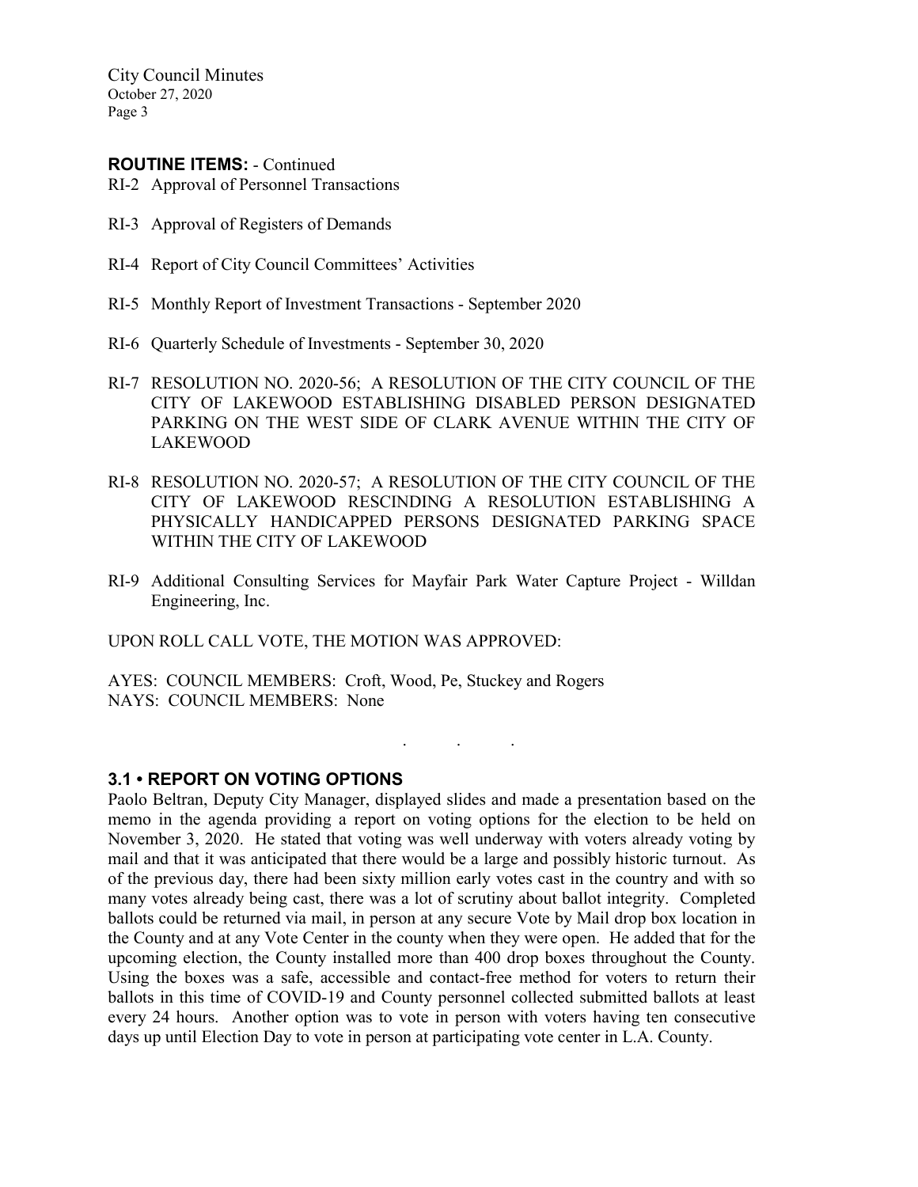**ROUTINE ITEMS:** - Continued

RI-2 Approval of Personnel Transactions

RI-3 Approval of Registers of Demands

RI-4 Report of City Council Committees' Activities

RI-5 Monthly Report of Investment Transactions - September 2020

RI-6 Quarterly Schedule of Investments - September 30, 2020

RI-7 RESOLUTION NO. 2020-56; A RESOLUTION OF THE CITY COUNCIL OF THE CITY OF LAKEWOOD ESTABLISHING DISABLED PERSON DESIGNATED PARKING ON THE WEST SIDE OF CLARK AVENUE WITHIN THE CITY OF LAKEWOOD

RI-8 RESOLUTION NO. 2020-57; A RESOLUTION OF THE CITY COUNCIL OF THE CITY OF LAKEWOOD RESCINDING A RESOLUTION ESTABLISHING A PHYSICALLY HANDICAPPED PERSONS DESIGNATED PARKING SPACE WITHIN THE CITY OF LAKEWOOD

RI-9 Additional Consulting Services for Mayfair Park Water Capture Project - Willdan Engineering, Inc.

UPON ROLL CALL VOTE, THE MOTION WAS APPROVED:

AYES: COUNCIL MEMBERS: Croft, Wood, Pe, Stuckey and Rogers
NAYS: COUNCIL MEMBERS: None

. . .

## 3.1 • REPORT ON VOTING OPTIONS

Paolo Beltran, Deputy City Manager, displayed slides and made a presentation based on the memo in the agenda providing a report on voting options for the election to be held on November 3, 2020. He stated that voting was well underway with voters already voting by mail and that it was anticipated that there would be a large and possibly historic turnout. As of the previous day, there had been sixty million early votes cast in the country and with so many votes already being cast, there was a lot of scrutiny about ballot integrity. Completed ballots could be returned via mail, in person at any secure Vote by Mail drop box location in the County and at any Vote Center in the county when they were open. He added that for the upcoming election, the County installed more than 400 drop boxes throughout the County. Using the boxes was a safe, accessible and contact-free method for voters to return their ballots in this time of COVID-19 and County personnel collected submitted ballots at least every 24 hours. Another option was to vote in person with voters having ten consecutive days up until Election Day to vote in person at participating vote center in L.A. County.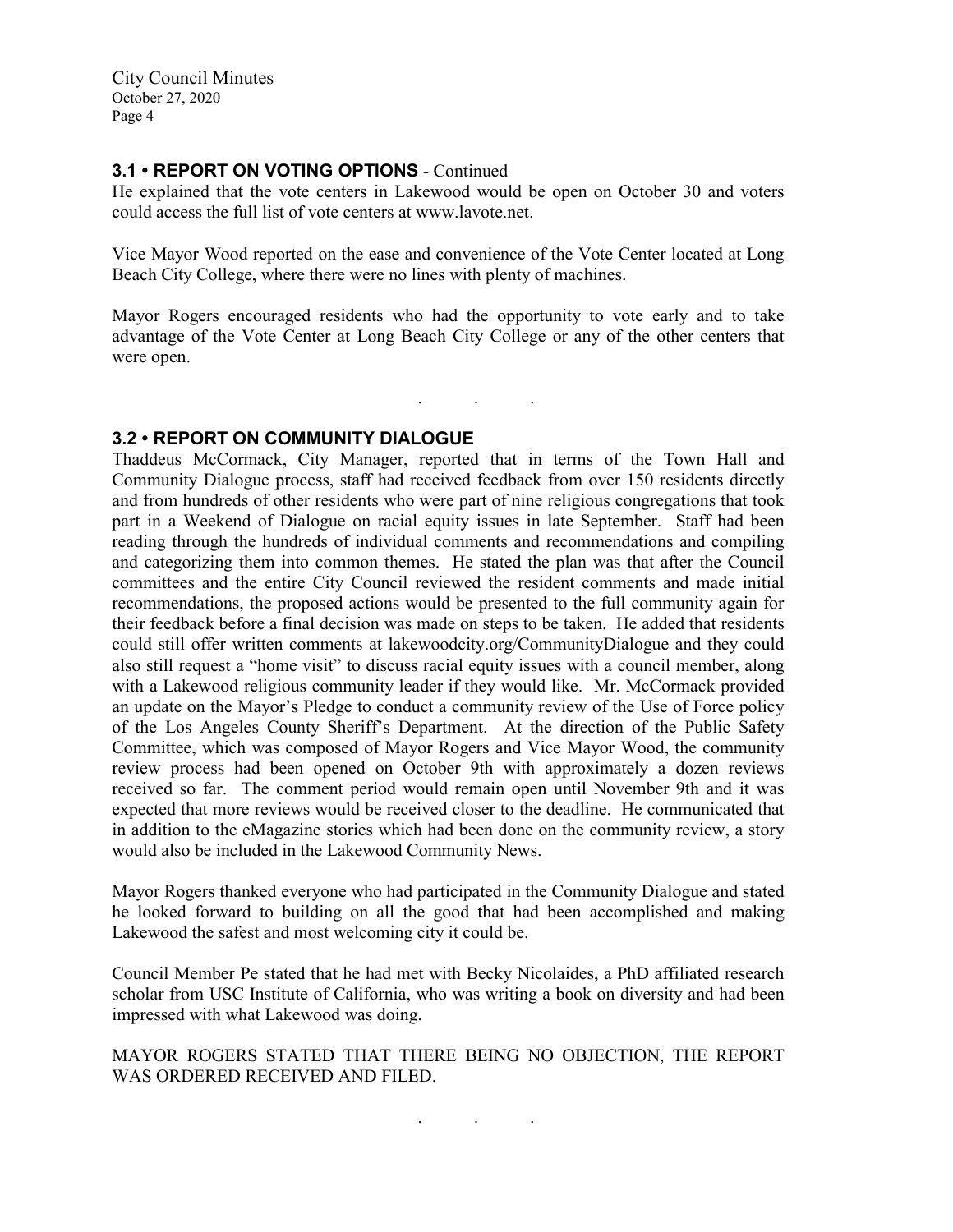### 3.1 • REPORT ON VOTING OPTIONS - Continued

He explained that the vote centers in Lakewood would be open on October 30 and voters could access the full list of vote centers at www.lavote.net.

Vice Mayor Wood reported on the ease and convenience of the Vote Center located at Long Beach City College, where there were no lines with plenty of machines.

Mayor Rogers encouraged residents who had the opportunity to vote early and to take advantage of the Vote Center at Long Beach City College or any of the other centers that were open.

. . .

### 3.2 • REPORT ON COMMUNITY DIALOGUE

Thaddeus McCormack, City Manager, reported that in terms of the Town Hall and Community Dialogue process, staff had received feedback from over 150 residents directly and from hundreds of other residents who were part of nine religious congregations that took part in a Weekend of Dialogue on racial equity issues in late September. Staff had been reading through the hundreds of individual comments and recommendations and compiling and categorizing them into common themes. He stated the plan was that after the Council committees and the entire City Council reviewed the resident comments and made initial recommendations, the proposed actions would be presented to the full community again for their feedback before a final decision was made on steps to be taken. He added that residents could still offer written comments at lakewoodcity.org/CommunityDialogue and they could also still request a "home visit" to discuss racial equity issues with a council member, along with a Lakewood religious community leader if they would like. Mr. McCormack provided an update on the Mayor's Pledge to conduct a community review of the Use of Force policy of the Los Angeles County Sheriff's Department. At the direction of the Public Safety Committee, which was composed of Mayor Rogers and Vice Mayor Wood, the community review process had been opened on October 9th with approximately a dozen reviews received so far. The comment period would remain open until November 9th and it was expected that more reviews would be received closer to the deadline. He communicated that in addition to the eMagazine stories which had been done on the community review, a story would also be included in the Lakewood Community News.

Mayor Rogers thanked everyone who had participated in the Community Dialogue and stated he looked forward to building on all the good that had been accomplished and making Lakewood the safest and most welcoming city it could be.

Council Member Pe stated that he had met with Becky Nicolaides, a PhD affiliated research scholar from USC Institute of California, who was writing a book on diversity and had been impressed with what Lakewood was doing.

MAYOR ROGERS STATED THAT THERE BEING NO OBJECTION, THE REPORT WAS ORDERED RECEIVED AND FILED.

. . .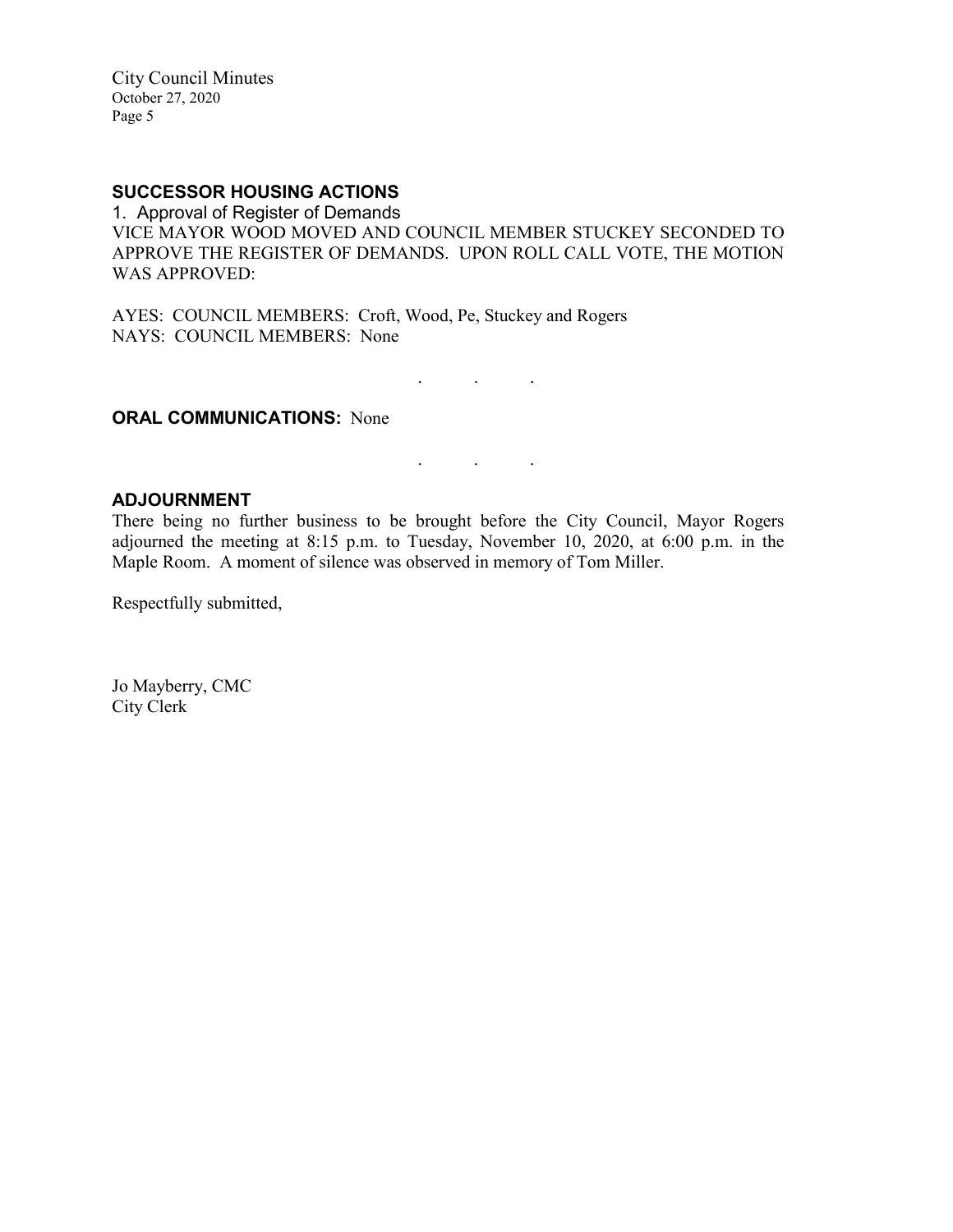## SUCCESSOR HOUSING ACTIONS

1. Approval of Register of Demands

VICE MAYOR WOOD MOVED AND COUNCIL MEMBER STUCKEY SECONDED TO APPROVE THE REGISTER OF DEMANDS. UPON ROLL CALL VOTE, THE MOTION WAS APPROVED:

AYES: COUNCIL MEMBERS: Croft, Wood, Pe, Stuckey and Rogers
NAYS: COUNCIL MEMBERS: None

. . .

## ORAL COMMUNICATIONS: None

. . .

## ADJOURNMENT

There being no further business to be brought before the City Council, Mayor Rogers adjourned the meeting at 8:15 p.m. to Tuesday, November 10, 2020, at 6:00 p.m. in the Maple Room. A moment of silence was observed in memory of Tom Miller.

Respectfully submitted,

Jo Mayberry, CMC
City Clerk